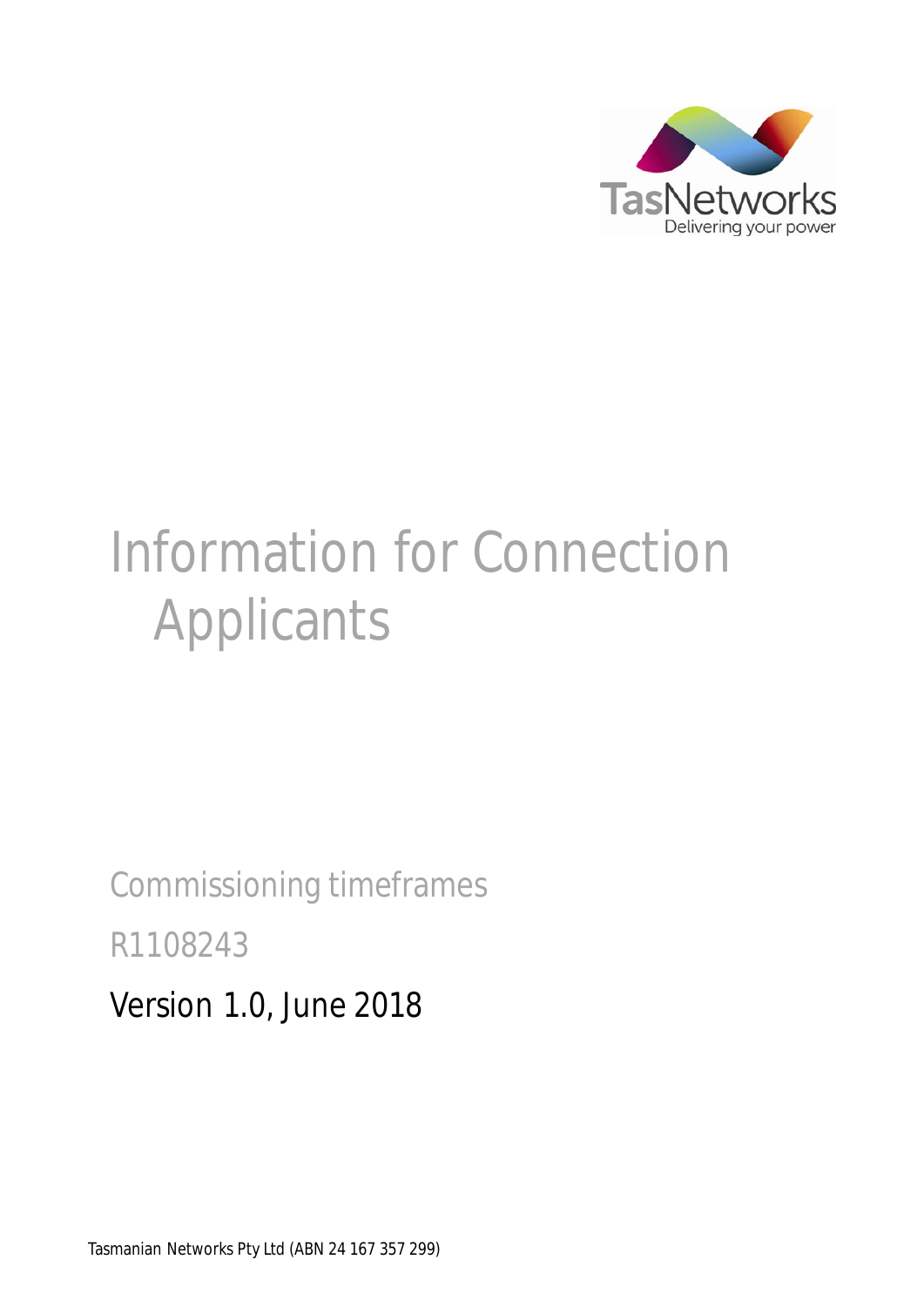TasNetworks

Delivering your power

# Information for Connection Applicants

Commissioning timeframes

R1108243

Version 1.0, June 2018

Tasmanian Networks Pty Ltd (ABN 24 167 357 299)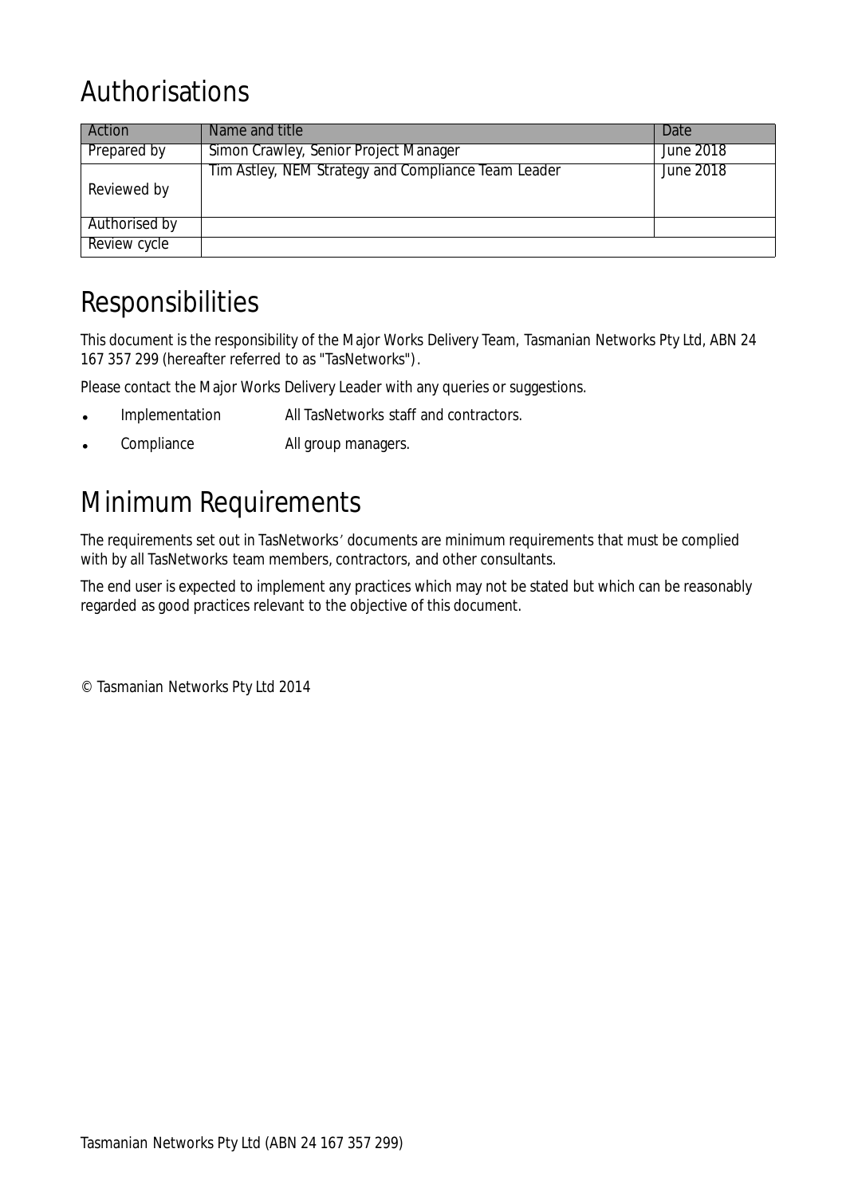# Authorisations

| Action | Name and title | Date |
|---|---|---|
| Prepared by | Simon Crawley, Senior Project Manager | June 2018 |
| Reviewed by | Tim Astley, NEM Strategy and Compliance Team Leader | June 2018 |
| Authorised by | | |
| Review cycle | | |

# Responsibilities

This document is the responsibility of the Major Works Delivery Team, Tasmanian Networks Pty Ltd, ABN 24 167 357 299 (hereafter referred to as "TasNetworks").

Please contact the Major Works Delivery Leader with any queries or suggestions.

- Implementation All TasNetworks staff and contractors.
- Compliance All group managers.

# Minimum Requirements

The requirements set out in TasNetworks' documents are minimum requirements that must be complied with by all TasNetworks team members, contractors, and other consultants.

The end user is expected to implement any practices which may not be stated but which can be reasonably regarded as good practices relevant to the objective of this document.

© Tasmanian Networks Pty Ltd 2014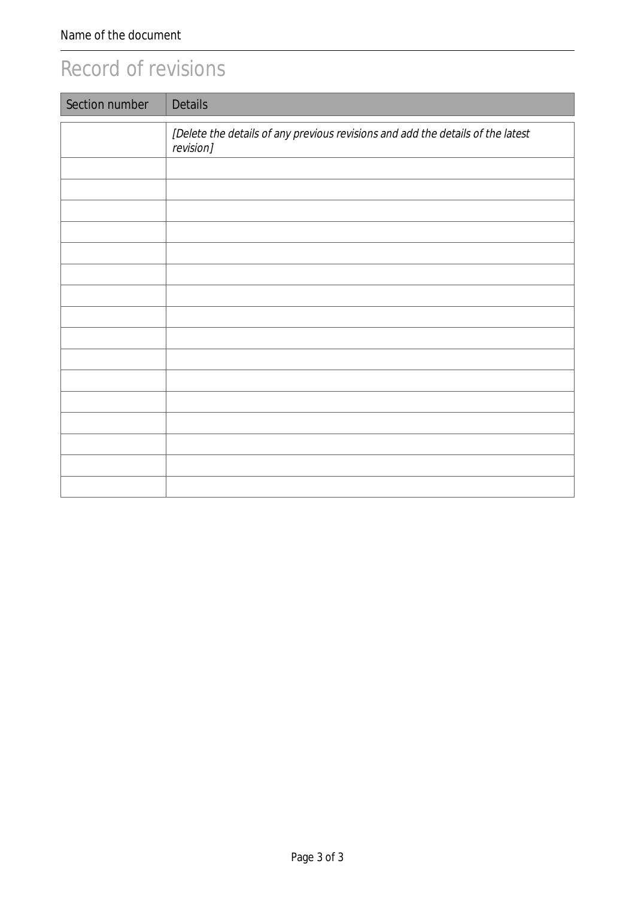# Record of revisions

| Section number | Details |
|---|---|
| | *[Delete the details of any previous revisions and add the details of the latest revision]* |
| | |
| | |
| | |
| | |
| | |
| | |
| | |
| | |
| | |
| | |
| | |
| | |
| | |
| | |
| | |
| | |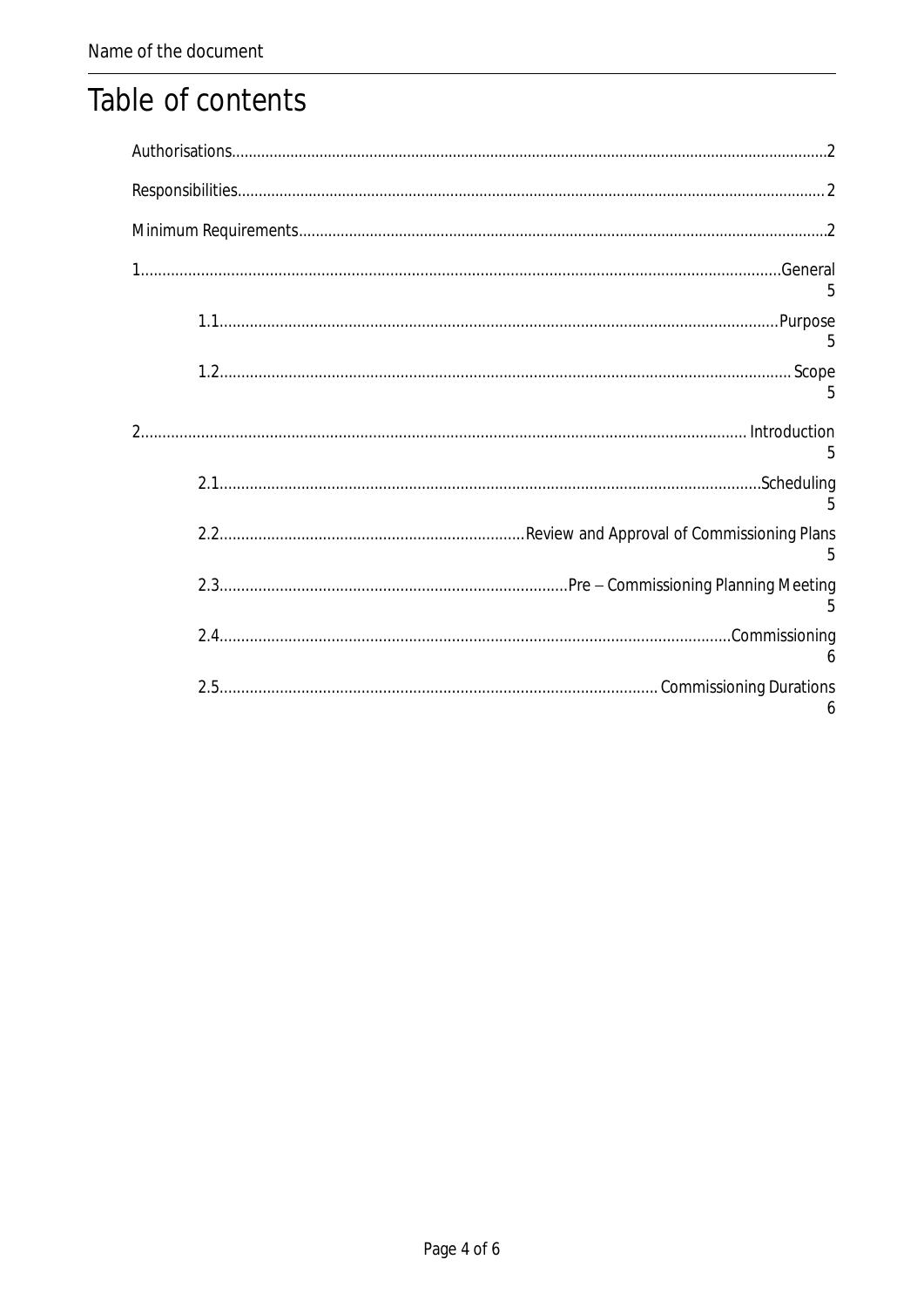# Table of contents

Authorisations....................2

Responsibilities....................2

Minimum Requirements....................2

1....................General 5

1.1....................Purpose 5

1.2....................Scope 5

2....................Introduction 5

2.1....................Scheduling 5

2.2....................Review and Approval of Commissioning Plans 5

2.3....................Pre – Commissioning Planning Meeting 5

2.4....................Commissioning 6

2.5....................Commissioning Durations 6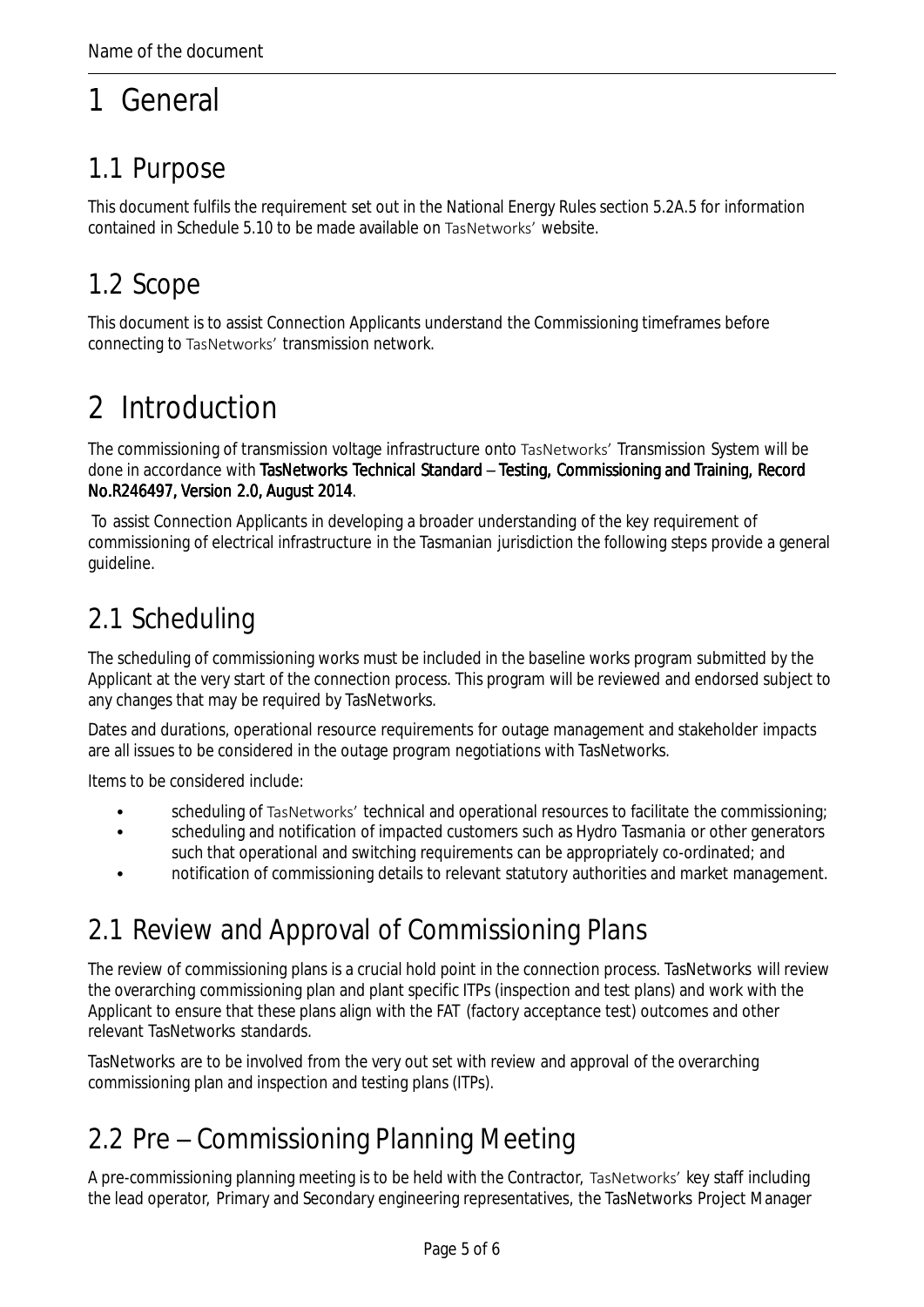# 1 General

## 1.1 Purpose

This document fulfils the requirement set out in the National Energy Rules section 5.2A.5 for information contained in Schedule 5.10 to be made available on TasNetworks' website.

## 1.2 Scope

This document is to assist Connection Applicants understand the Commissioning timeframes before connecting to TasNetworks' transmission network.

# 2 Introduction

The commissioning of transmission voltage infrastructure onto TasNetworks' Transmission System will be done in accordance with **TasNetworks Technical Standard – Testing, Commissioning and Training, Record No.R246497, Version 2.0, August 2014**.

To assist Connection Applicants in developing a broader understanding of the key requirement of commissioning of electrical infrastructure in the Tasmanian jurisdiction the following steps provide a general guideline.

## 2.1 Scheduling

The scheduling of commissioning works must be included in the baseline works program submitted by the Applicant at the very start of the connection process. This program will be reviewed and endorsed subject to any changes that may be required by TasNetworks.

Dates and durations, operational resource requirements for outage management and stakeholder impacts are all issues to be considered in the outage program negotiations with TasNetworks.

Items to be considered include:

- scheduling of TasNetworks' technical and operational resources to facilitate the commissioning;
- scheduling and notification of impacted customers such as Hydro Tasmania or other generators such that operational and switching requirements can be appropriately co-ordinated; and
- notification of commissioning details to relevant statutory authorities and market management.

## 2.1 Review and Approval of Commissioning Plans

The review of commissioning plans is a crucial hold point in the connection process. TasNetworks will review the overarching commissioning plan and plant specific ITPs (inspection and test plans) and work with the Applicant to ensure that these plans align with the FAT (factory acceptance test) outcomes and other relevant TasNetworks standards.

TasNetworks are to be involved from the very out set with review and approval of the overarching commissioning plan and inspection and testing plans (ITPs).

## 2.2 Pre – Commissioning Planning Meeting

A pre-commissioning planning meeting is to be held with the Contractor, TasNetworks' key staff including the lead operator, Primary and Secondary engineering representatives, the TasNetworks Project Manager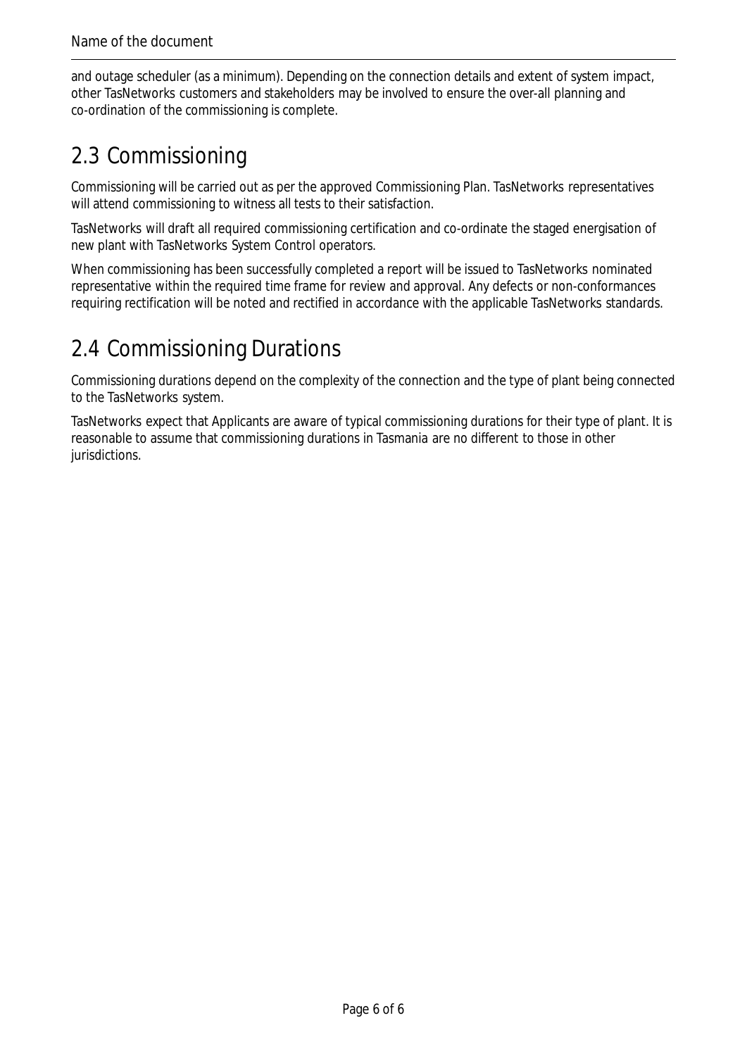and outage scheduler (as a minimum). Depending on the connection details and extent of system impact, other TasNetworks customers and stakeholders may be involved to ensure the over-all planning and co-ordination of the commissioning is complete.

## 2.3 Commissioning

Commissioning will be carried out as per the approved Commissioning Plan. TasNetworks representatives will attend commissioning to witness all tests to their satisfaction.

TasNetworks will draft all required commissioning certification and co-ordinate the staged energisation of new plant with TasNetworks System Control operators.

When commissioning has been successfully completed a report will be issued to TasNetworks nominated representative within the required time frame for review and approval. Any defects or non-conformances requiring rectification will be noted and rectified in accordance with the applicable TasNetworks standards.

## 2.4 Commissioning Durations

Commissioning durations depend on the complexity of the connection and the type of plant being connected to the TasNetworks system.

TasNetworks expect that Applicants are aware of typical commissioning durations for their type of plant. It is reasonable to assume that commissioning durations in Tasmania are no different to those in other jurisdictions.